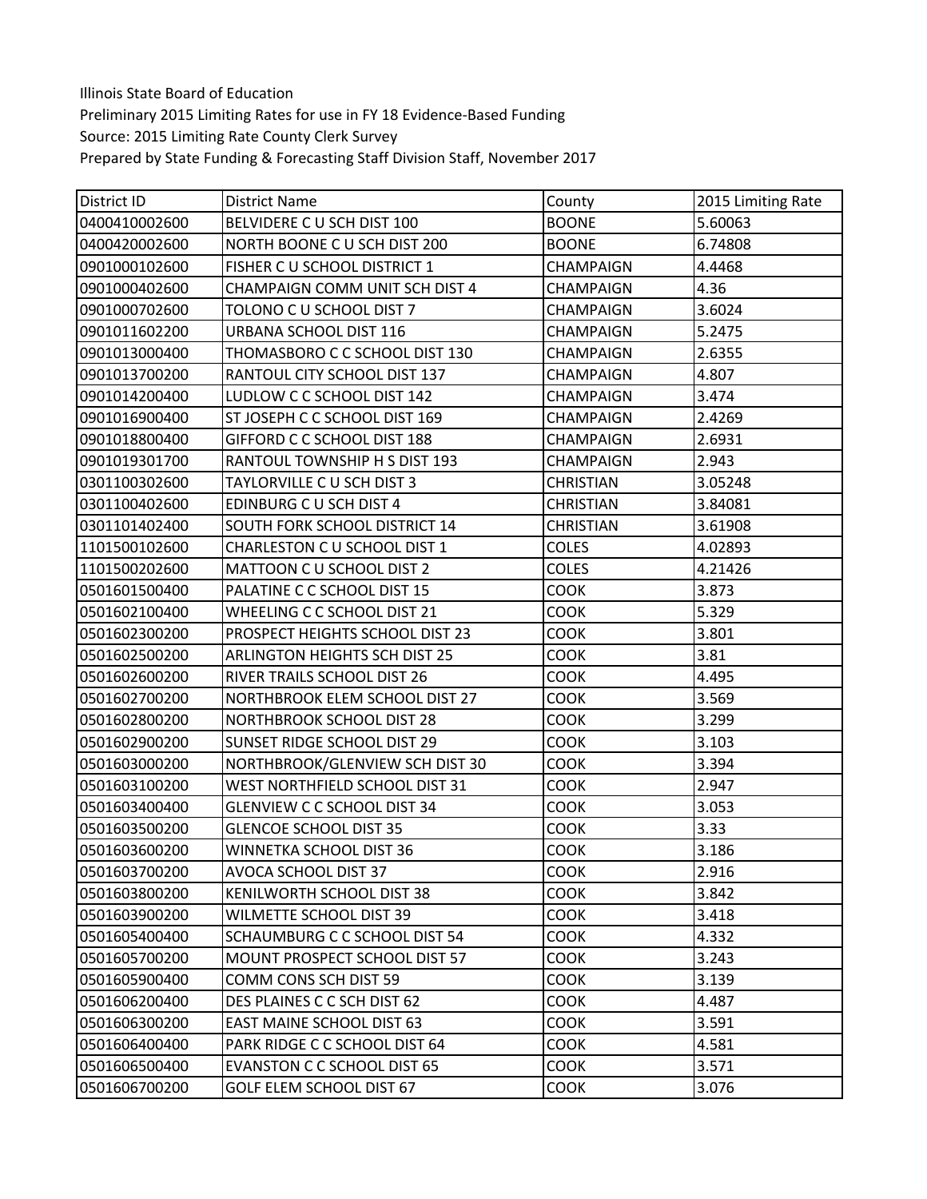Illinois State Board of Education
Preliminary 2015 Limiting Rates for use in FY 18 Evidence-Based Funding
Source: 2015 Limiting Rate County Clerk Survey
Prepared by State Funding & Forecasting Staff Division Staff, November 2017

| District ID | District Name | County | 2015 Limiting Rate |
|---|---|---|---|
| 0400410002600 | BELVIDERE C U SCH DIST 100 | BOONE | 5.60063 |
| 0400420002600 | NORTH BOONE C U SCH DIST 200 | BOONE | 6.74808 |
| 0901000102600 | FISHER C U SCHOOL DISTRICT 1 | CHAMPAIGN | 4.4468 |
| 0901000402600 | CHAMPAIGN COMM UNIT SCH DIST 4 | CHAMPAIGN | 4.36 |
| 0901000702600 | TOLONO C U SCHOOL DIST 7 | CHAMPAIGN | 3.6024 |
| 0901011602200 | URBANA SCHOOL DIST 116 | CHAMPAIGN | 5.2475 |
| 0901013000400 | THOMASBORO C C SCHOOL DIST 130 | CHAMPAIGN | 2.6355 |
| 0901013700200 | RANTOUL CITY SCHOOL DIST 137 | CHAMPAIGN | 4.807 |
| 0901014200400 | LUDLOW C C SCHOOL DIST 142 | CHAMPAIGN | 3.474 |
| 0901016900400 | ST JOSEPH C C SCHOOL DIST 169 | CHAMPAIGN | 2.4269 |
| 0901018800400 | GIFFORD C C SCHOOL DIST 188 | CHAMPAIGN | 2.6931 |
| 0901019301700 | RANTOUL TOWNSHIP H S DIST 193 | CHAMPAIGN | 2.943 |
| 0301100302600 | TAYLORVILLE C U SCH DIST 3 | CHRISTIAN | 3.05248 |
| 0301100402600 | EDINBURG C U SCH DIST 4 | CHRISTIAN | 3.84081 |
| 0301101402400 | SOUTH FORK SCHOOL DISTRICT 14 | CHRISTIAN | 3.61908 |
| 1101500102600 | CHARLESTON C U SCHOOL DIST 1 | COLES | 4.02893 |
| 1101500202600 | MATTOON C U SCHOOL DIST 2 | COLES | 4.21426 |
| 0501601500400 | PALATINE C C SCHOOL DIST 15 | COOK | 3.873 |
| 0501602100400 | WHEELING C C SCHOOL DIST 21 | COOK | 5.329 |
| 0501602300200 | PROSPECT HEIGHTS SCHOOL DIST 23 | COOK | 3.801 |
| 0501602500200 | ARLINGTON HEIGHTS SCH DIST 25 | COOK | 3.81 |
| 0501602600200 | RIVER TRAILS SCHOOL DIST 26 | COOK | 4.495 |
| 0501602700200 | NORTHBROOK ELEM SCHOOL DIST 27 | COOK | 3.569 |
| 0501602800200 | NORTHBROOK SCHOOL DIST 28 | COOK | 3.299 |
| 0501602900200 | SUNSET RIDGE SCHOOL DIST 29 | COOK | 3.103 |
| 0501603000200 | NORTHBROOK/GLENVIEW SCH DIST 30 | COOK | 3.394 |
| 0501603100200 | WEST NORTHFIELD SCHOOL DIST 31 | COOK | 2.947 |
| 0501603400400 | GLENVIEW C C SCHOOL DIST 34 | COOK | 3.053 |
| 0501603500200 | GLENCOE SCHOOL DIST 35 | COOK | 3.33 |
| 0501603600200 | WINNETKA SCHOOL DIST 36 | COOK | 3.186 |
| 0501603700200 | AVOCA SCHOOL DIST 37 | COOK | 2.916 |
| 0501603800200 | KENILWORTH SCHOOL DIST 38 | COOK | 3.842 |
| 0501603900200 | WILMETTE SCHOOL DIST 39 | COOK | 3.418 |
| 0501605400400 | SCHAUMBURG C C SCHOOL DIST 54 | COOK | 4.332 |
| 0501605700200 | MOUNT PROSPECT SCHOOL DIST 57 | COOK | 3.243 |
| 0501605900400 | COMM CONS SCH DIST 59 | COOK | 3.139 |
| 0501606200400 | DES PLAINES C C SCH DIST 62 | COOK | 4.487 |
| 0501606300200 | EAST MAINE SCHOOL DIST 63 | COOK | 3.591 |
| 0501606400400 | PARK RIDGE C C SCHOOL DIST 64 | COOK | 4.581 |
| 0501606500400 | EVANSTON C C SCHOOL DIST 65 | COOK | 3.571 |
| 0501606700200 | GOLF ELEM SCHOOL DIST 67 | COOK | 3.076 |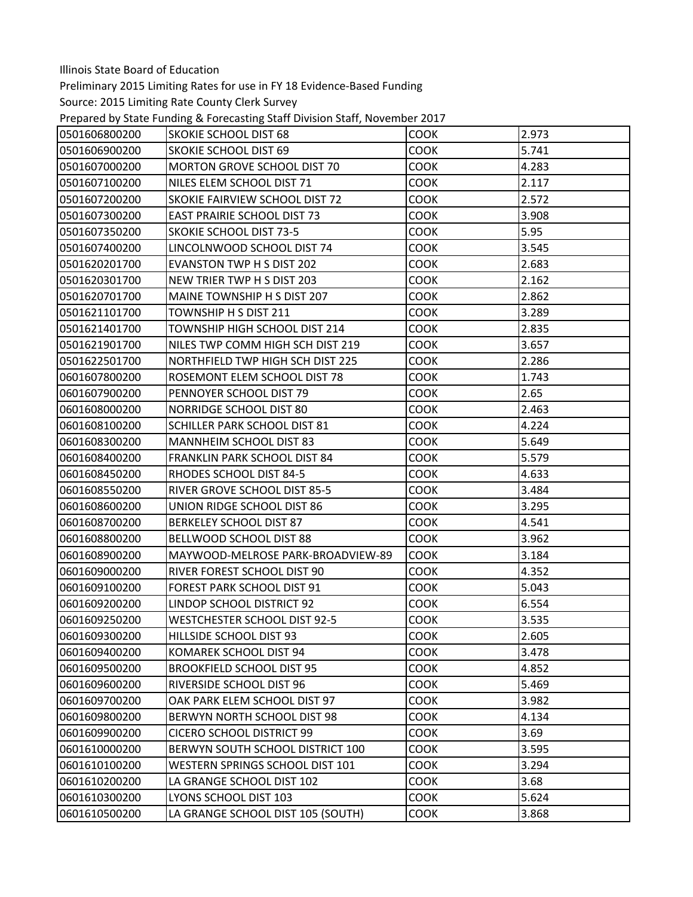Illinois State Board of Education

Preliminary 2015 Limiting Rates for use in FY 18 Evidence-Based Funding

Source: 2015 Limiting Rate County Clerk Survey

Prepared by State Funding & Forecasting Staff Division Staff, November 2017

| | | | |
|---|---|---|---|
| 0501606800200 | SKOKIE SCHOOL DIST 68 | COOK | 2.973 |
| 0501606900200 | SKOKIE SCHOOL DIST 69 | COOK | 5.741 |
| 0501607000200 | MORTON GROVE SCHOOL DIST 70 | COOK | 4.283 |
| 0501607100200 | NILES ELEM SCHOOL DIST 71 | COOK | 2.117 |
| 0501607200200 | SKOKIE FAIRVIEW SCHOOL DIST 72 | COOK | 2.572 |
| 0501607300200 | EAST PRAIRIE SCHOOL DIST 73 | COOK | 3.908 |
| 0501607350200 | SKOKIE SCHOOL DIST 73-5 | COOK | 5.95 |
| 0501607400200 | LINCOLNWOOD SCHOOL DIST 74 | COOK | 3.545 |
| 0501620201700 | EVANSTON TWP H S DIST 202 | COOK | 2.683 |
| 0501620301700 | NEW TRIER TWP H S DIST 203 | COOK | 2.162 |
| 0501620701700 | MAINE TOWNSHIP H S DIST 207 | COOK | 2.862 |
| 0501621101700 | TOWNSHIP H S DIST 211 | COOK | 3.289 |
| 0501621401700 | TOWNSHIP HIGH SCHOOL DIST 214 | COOK | 2.835 |
| 0501621901700 | NILES TWP COMM HIGH SCH DIST 219 | COOK | 3.657 |
| 0501622501700 | NORTHFIELD TWP HIGH SCH DIST 225 | COOK | 2.286 |
| 0601607800200 | ROSEMONT ELEM SCHOOL DIST 78 | COOK | 1.743 |
| 0601607900200 | PENNOYER SCHOOL DIST 79 | COOK | 2.65 |
| 0601608000200 | NORRIDGE SCHOOL DIST 80 | COOK | 2.463 |
| 0601608100200 | SCHILLER PARK SCHOOL DIST 81 | COOK | 4.224 |
| 0601608300200 | MANNHEIM SCHOOL DIST 83 | COOK | 5.649 |
| 0601608400200 | FRANKLIN PARK SCHOOL DIST 84 | COOK | 5.579 |
| 0601608450200 | RHODES SCHOOL DIST 84-5 | COOK | 4.633 |
| 0601608550200 | RIVER GROVE SCHOOL DIST 85-5 | COOK | 3.484 |
| 0601608600200 | UNION RIDGE SCHOOL DIST 86 | COOK | 3.295 |
| 0601608700200 | BERKELEY SCHOOL DIST 87 | COOK | 4.541 |
| 0601608800200 | BELLWOOD SCHOOL DIST 88 | COOK | 3.962 |
| 0601608900200 | MAYWOOD-MELROSE PARK-BROADVIEW-89 | COOK | 3.184 |
| 0601609000200 | RIVER FOREST SCHOOL DIST 90 | COOK | 4.352 |
| 0601609100200 | FOREST PARK SCHOOL DIST 91 | COOK | 5.043 |
| 0601609200200 | LINDOP SCHOOL DISTRICT 92 | COOK | 6.554 |
| 0601609250200 | WESTCHESTER SCHOOL DIST 92-5 | COOK | 3.535 |
| 0601609300200 | HILLSIDE SCHOOL DIST 93 | COOK | 2.605 |
| 0601609400200 | KOMAREK SCHOOL DIST 94 | COOK | 3.478 |
| 0601609500200 | BROOKFIELD SCHOOL DIST 95 | COOK | 4.852 |
| 0601609600200 | RIVERSIDE SCHOOL DIST 96 | COOK | 5.469 |
| 0601609700200 | OAK PARK ELEM SCHOOL DIST 97 | COOK | 3.982 |
| 0601609800200 | BERWYN NORTH SCHOOL DIST 98 | COOK | 4.134 |
| 0601609900200 | CICERO SCHOOL DISTRICT 99 | COOK | 3.69 |
| 0601610000200 | BERWYN SOUTH SCHOOL DISTRICT 100 | COOK | 3.595 |
| 0601610100200 | WESTERN SPRINGS SCHOOL DIST 101 | COOK | 3.294 |
| 0601610200200 | LA GRANGE SCHOOL DIST 102 | COOK | 3.68 |
| 0601610300200 | LYONS SCHOOL DIST 103 | COOK | 5.624 |
| 0601610500200 | LA GRANGE SCHOOL DIST 105 (SOUTH) | COOK | 3.868 |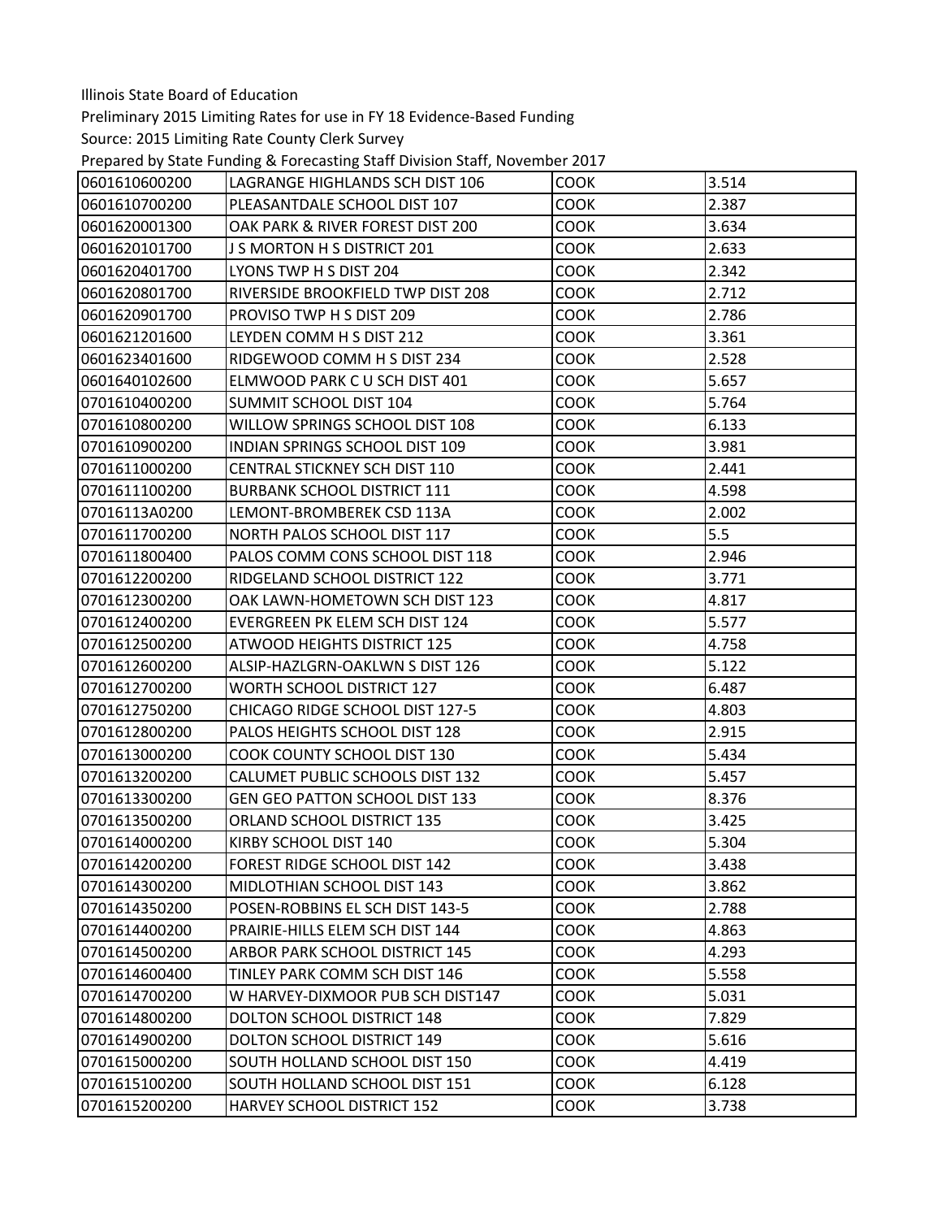Illinois State Board of Education

Preliminary 2015 Limiting Rates for use in FY 18 Evidence-Based Funding

Source: 2015 Limiting Rate County Clerk Survey

Prepared by State Funding & Forecasting Staff Division Staff, November 2017

| | | | |
|---|---|---|---|
| 0601610600200 | LAGRANGE HIGHLANDS SCH DIST 106 | COOK | 3.514 |
| 0601610700200 | PLEASANTDALE SCHOOL DIST 107 | COOK | 2.387 |
| 0601620001300 | OAK PARK & RIVER FOREST DIST 200 | COOK | 3.634 |
| 0601620101700 | J S MORTON H S DISTRICT 201 | COOK | 2.633 |
| 0601620401700 | LYONS TWP H S DIST 204 | COOK | 2.342 |
| 0601620801700 | RIVERSIDE BROOKFIELD TWP DIST 208 | COOK | 2.712 |
| 0601620901700 | PROVISO TWP H S DIST 209 | COOK | 2.786 |
| 0601621201600 | LEYDEN COMM H S DIST 212 | COOK | 3.361 |
| 0601623401600 | RIDGEWOOD COMM H S DIST 234 | COOK | 2.528 |
| 0601640102600 | ELMWOOD PARK C U SCH DIST 401 | COOK | 5.657 |
| 0701610400200 | SUMMIT SCHOOL DIST 104 | COOK | 5.764 |
| 0701610800200 | WILLOW SPRINGS SCHOOL DIST 108 | COOK | 6.133 |
| 0701610900200 | INDIAN SPRINGS SCHOOL DIST 109 | COOK | 3.981 |
| 0701611000200 | CENTRAL STICKNEY SCH DIST 110 | COOK | 2.441 |
| 0701611100200 | BURBANK SCHOOL DISTRICT 111 | COOK | 4.598 |
| 07016113A0200 | LEMONT-BROMBEREK CSD 113A | COOK | 2.002 |
| 0701611700200 | NORTH PALOS SCHOOL DIST 117 | COOK | 5.5 |
| 0701611800400 | PALOS COMM CONS SCHOOL DIST 118 | COOK | 2.946 |
| 0701612200200 | RIDGELAND SCHOOL DISTRICT 122 | COOK | 3.771 |
| 0701612300200 | OAK LAWN-HOMETOWN SCH DIST 123 | COOK | 4.817 |
| 0701612400200 | EVERGREEN PK ELEM SCH DIST 124 | COOK | 5.577 |
| 0701612500200 | ATWOOD HEIGHTS DISTRICT 125 | COOK | 4.758 |
| 0701612600200 | ALSIP-HAZLGRN-OAKLWN S DIST 126 | COOK | 5.122 |
| 0701612700200 | WORTH SCHOOL DISTRICT 127 | COOK | 6.487 |
| 0701612750200 | CHICAGO RIDGE SCHOOL DIST 127-5 | COOK | 4.803 |
| 0701612800200 | PALOS HEIGHTS SCHOOL DIST 128 | COOK | 2.915 |
| 0701613000200 | COOK COUNTY SCHOOL DIST 130 | COOK | 5.434 |
| 0701613200200 | CALUMET PUBLIC SCHOOLS DIST 132 | COOK | 5.457 |
| 0701613300200 | GEN GEO PATTON SCHOOL DIST 133 | COOK | 8.376 |
| 0701613500200 | ORLAND SCHOOL DISTRICT 135 | COOK | 3.425 |
| 0701614000200 | KIRBY SCHOOL DIST 140 | COOK | 5.304 |
| 0701614200200 | FOREST RIDGE SCHOOL DIST 142 | COOK | 3.438 |
| 0701614300200 | MIDLOTHIAN SCHOOL DIST 143 | COOK | 3.862 |
| 0701614350200 | POSEN-ROBBINS EL SCH DIST 143-5 | COOK | 2.788 |
| 0701614400200 | PRAIRIE-HILLS ELEM SCH DIST 144 | COOK | 4.863 |
| 0701614500200 | ARBOR PARK SCHOOL DISTRICT 145 | COOK | 4.293 |
| 0701614600400 | TINLEY PARK COMM SCH DIST 146 | COOK | 5.558 |
| 0701614700200 | W HARVEY-DIXMOOR PUB SCH DIST147 | COOK | 5.031 |
| 0701614800200 | DOLTON SCHOOL DISTRICT 148 | COOK | 7.829 |
| 0701614900200 | DOLTON SCHOOL DISTRICT 149 | COOK | 5.616 |
| 0701615000200 | SOUTH HOLLAND SCHOOL DIST 150 | COOK | 4.419 |
| 0701615100200 | SOUTH HOLLAND SCHOOL DIST 151 | COOK | 6.128 |
| 0701615200200 | HARVEY SCHOOL DISTRICT 152 | COOK | 3.738 |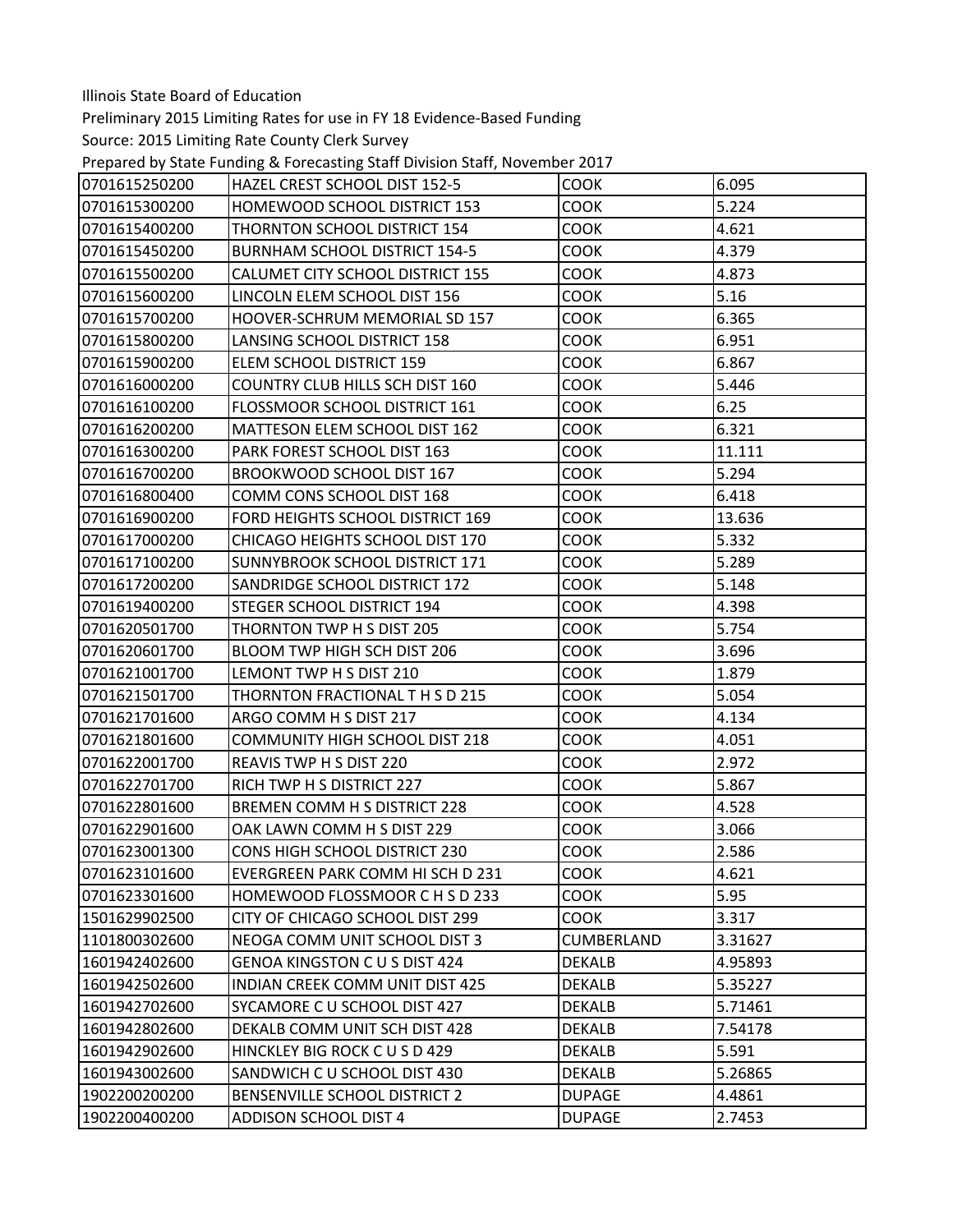Illinois State Board of Education

Preliminary 2015 Limiting Rates for use in FY 18 Evidence-Based Funding

Source: 2015 Limiting Rate County Clerk Survey

Prepared by State Funding & Forecasting Staff Division Staff, November 2017

| | | | |
|---|---|---|---|
| 0701615250200 | HAZEL CREST SCHOOL DIST 152-5 | COOK | 6.095 |
| 0701615300200 | HOMEWOOD SCHOOL DISTRICT 153 | COOK | 5.224 |
| 0701615400200 | THORNTON SCHOOL DISTRICT 154 | COOK | 4.621 |
| 0701615450200 | BURNHAM SCHOOL DISTRICT 154-5 | COOK | 4.379 |
| 0701615500200 | CALUMET CITY SCHOOL DISTRICT 155 | COOK | 4.873 |
| 0701615600200 | LINCOLN ELEM SCHOOL DIST 156 | COOK | 5.16 |
| 0701615700200 | HOOVER-SCHRUM MEMORIAL SD 157 | COOK | 6.365 |
| 0701615800200 | LANSING SCHOOL DISTRICT 158 | COOK | 6.951 |
| 0701615900200 | ELEM SCHOOL DISTRICT 159 | COOK | 6.867 |
| 0701616000200 | COUNTRY CLUB HILLS SCH DIST 160 | COOK | 5.446 |
| 0701616100200 | FLOSSMOOR SCHOOL DISTRICT 161 | COOK | 6.25 |
| 0701616200200 | MATTESON ELEM SCHOOL DIST 162 | COOK | 6.321 |
| 0701616300200 | PARK FOREST SCHOOL DIST 163 | COOK | 11.111 |
| 0701616700200 | BROOKWOOD SCHOOL DIST 167 | COOK | 5.294 |
| 0701616800400 | COMM CONS SCHOOL DIST 168 | COOK | 6.418 |
| 0701616900200 | FORD HEIGHTS SCHOOL DISTRICT 169 | COOK | 13.636 |
| 0701617000200 | CHICAGO HEIGHTS SCHOOL DIST 170 | COOK | 5.332 |
| 0701617100200 | SUNNYBROOK SCHOOL DISTRICT 171 | COOK | 5.289 |
| 0701617200200 | SANDRIDGE SCHOOL DISTRICT 172 | COOK | 5.148 |
| 0701619400200 | STEGER SCHOOL DISTRICT 194 | COOK | 4.398 |
| 0701620501700 | THORNTON TWP H S DIST 205 | COOK | 5.754 |
| 0701620601700 | BLOOM TWP HIGH SCH DIST 206 | COOK | 3.696 |
| 0701621001700 | LEMONT TWP H S DIST 210 | COOK | 1.879 |
| 0701621501700 | THORNTON FRACTIONAL T H S D 215 | COOK | 5.054 |
| 0701621701600 | ARGO COMM H S DIST 217 | COOK | 4.134 |
| 0701621801600 | COMMUNITY HIGH SCHOOL DIST 218 | COOK | 4.051 |
| 0701622001700 | REAVIS TWP H S DIST 220 | COOK | 2.972 |
| 0701622701700 | RICH TWP H S DISTRICT 227 | COOK | 5.867 |
| 0701622801600 | BREMEN COMM H S DISTRICT 228 | COOK | 4.528 |
| 0701622901600 | OAK LAWN COMM H S DIST 229 | COOK | 3.066 |
| 0701623001300 | CONS HIGH SCHOOL DISTRICT 230 | COOK | 2.586 |
| 0701623101600 | EVERGREEN PARK COMM HI SCH D 231 | COOK | 4.621 |
| 0701623301600 | HOMEWOOD FLOSSMOOR C H S D 233 | COOK | 5.95 |
| 1501629902500 | CITY OF CHICAGO SCHOOL DIST 299 | COOK | 3.317 |
| 1101800302600 | NEOGA COMM UNIT SCHOOL DIST 3 | CUMBERLAND | 3.31627 |
| 1601942402600 | GENOA KINGSTON C U S DIST 424 | DEKALB | 4.95893 |
| 1601942502600 | INDIAN CREEK COMM UNIT DIST 425 | DEKALB | 5.35227 |
| 1601942702600 | SYCAMORE C U SCHOOL DIST 427 | DEKALB | 5.71461 |
| 1601942802600 | DEKALB COMM UNIT SCH DIST 428 | DEKALB | 7.54178 |
| 1601942902600 | HINCKLEY BIG ROCK C U S D 429 | DEKALB | 5.591 |
| 1601943002600 | SANDWICH C U SCHOOL DIST 430 | DEKALB | 5.26865 |
| 1902200200200 | BENSENVILLE SCHOOL DISTRICT 2 | DUPAGE | 4.4861 |
| 1902200400200 | ADDISON SCHOOL DIST 4 | DUPAGE | 2.7453 |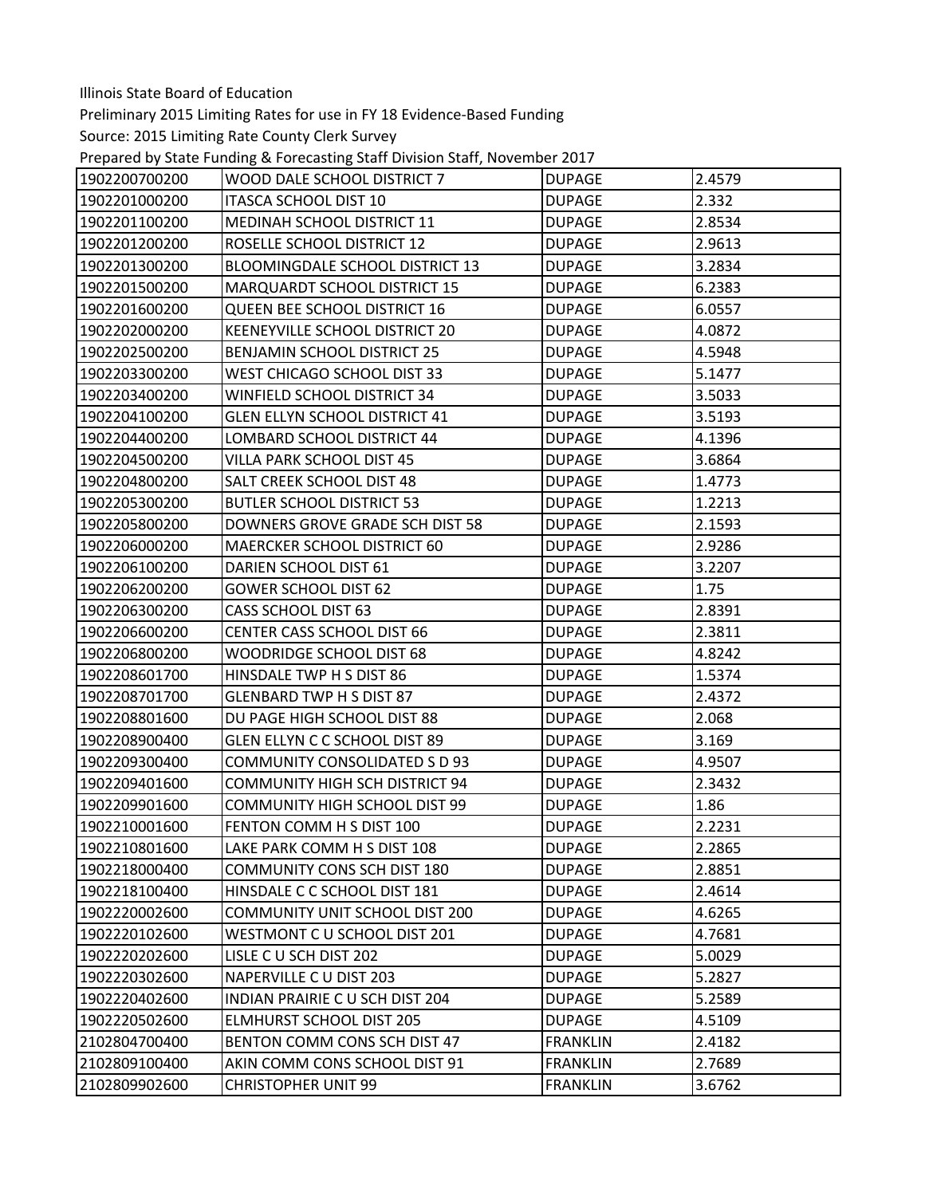Illinois State Board of Education

Preliminary 2015 Limiting Rates for use in FY 18 Evidence-Based Funding

Source: 2015 Limiting Rate County Clerk Survey

Prepared by State Funding & Forecasting Staff Division Staff, November 2017

| | | | |
|---|---|---|---|
| 1902200700200 | WOOD DALE SCHOOL DISTRICT 7 | DUPAGE | 2.4579 |
| 1902201000200 | ITASCA SCHOOL DIST 10 | DUPAGE | 2.332 |
| 1902201100200 | MEDINAH SCHOOL DISTRICT 11 | DUPAGE | 2.8534 |
| 1902201200200 | ROSELLE SCHOOL DISTRICT 12 | DUPAGE | 2.9613 |
| 1902201300200 | BLOOMINGDALE SCHOOL DISTRICT 13 | DUPAGE | 3.2834 |
| 1902201500200 | MARQUARDT SCHOOL DISTRICT 15 | DUPAGE | 6.2383 |
| 1902201600200 | QUEEN BEE SCHOOL DISTRICT 16 | DUPAGE | 6.0557 |
| 1902202000200 | KEENEYVILLE SCHOOL DISTRICT 20 | DUPAGE | 4.0872 |
| 1902202500200 | BENJAMIN SCHOOL DISTRICT 25 | DUPAGE | 4.5948 |
| 1902203300200 | WEST CHICAGO SCHOOL DIST 33 | DUPAGE | 5.1477 |
| 1902203400200 | WINFIELD SCHOOL DISTRICT 34 | DUPAGE | 3.5033 |
| 1902204100200 | GLEN ELLYN SCHOOL DISTRICT 41 | DUPAGE | 3.5193 |
| 1902204400200 | LOMBARD SCHOOL DISTRICT 44 | DUPAGE | 4.1396 |
| 1902204500200 | VILLA PARK SCHOOL DIST 45 | DUPAGE | 3.6864 |
| 1902204800200 | SALT CREEK SCHOOL DIST 48 | DUPAGE | 1.4773 |
| 1902205300200 | BUTLER SCHOOL DISTRICT 53 | DUPAGE | 1.2213 |
| 1902205800200 | DOWNERS GROVE GRADE SCH DIST 58 | DUPAGE | 2.1593 |
| 1902206000200 | MAERCKER SCHOOL DISTRICT 60 | DUPAGE | 2.9286 |
| 1902206100200 | DARIEN SCHOOL DIST 61 | DUPAGE | 3.2207 |
| 1902206200200 | GOWER SCHOOL DIST 62 | DUPAGE | 1.75 |
| 1902206300200 | CASS SCHOOL DIST 63 | DUPAGE | 2.8391 |
| 1902206600200 | CENTER CASS SCHOOL DIST 66 | DUPAGE | 2.3811 |
| 1902206800200 | WOODRIDGE SCHOOL DIST 68 | DUPAGE | 4.8242 |
| 1902208601700 | HINSDALE TWP H S DIST 86 | DUPAGE | 1.5374 |
| 1902208701700 | GLENBARD TWP H S DIST 87 | DUPAGE | 2.4372 |
| 1902208801600 | DU PAGE HIGH SCHOOL DIST 88 | DUPAGE | 2.068 |
| 1902208900400 | GLEN ELLYN C C SCHOOL DIST 89 | DUPAGE | 3.169 |
| 1902209300400 | COMMUNITY CONSOLIDATED S D 93 | DUPAGE | 4.9507 |
| 1902209401600 | COMMUNITY HIGH SCH DISTRICT 94 | DUPAGE | 2.3432 |
| 1902209901600 | COMMUNITY HIGH SCHOOL DIST 99 | DUPAGE | 1.86 |
| 1902210001600 | FENTON COMM H S DIST 100 | DUPAGE | 2.2231 |
| 1902210801600 | LAKE PARK COMM H S DIST 108 | DUPAGE | 2.2865 |
| 1902218000400 | COMMUNITY CONS SCH DIST 180 | DUPAGE | 2.8851 |
| 1902218100400 | HINSDALE C C SCHOOL DIST 181 | DUPAGE | 2.4614 |
| 1902220002600 | COMMUNITY UNIT SCHOOL DIST 200 | DUPAGE | 4.6265 |
| 1902220102600 | WESTMONT C U SCHOOL DIST 201 | DUPAGE | 4.7681 |
| 1902220202600 | LISLE C U SCH DIST 202 | DUPAGE | 5.0029 |
| 1902220302600 | NAPERVILLE C U DIST 203 | DUPAGE | 5.2827 |
| 1902220402600 | INDIAN PRAIRIE C U SCH DIST 204 | DUPAGE | 5.2589 |
| 1902220502600 | ELMHURST SCHOOL DIST 205 | DUPAGE | 4.5109 |
| 2102804700400 | BENTON COMM CONS SCH DIST 47 | FRANKLIN | 2.4182 |
| 2102809100400 | AKIN COMM CONS SCHOOL DIST 91 | FRANKLIN | 2.7689 |
| 2102809902600 | CHRISTOPHER UNIT 99 | FRANKLIN | 3.6762 |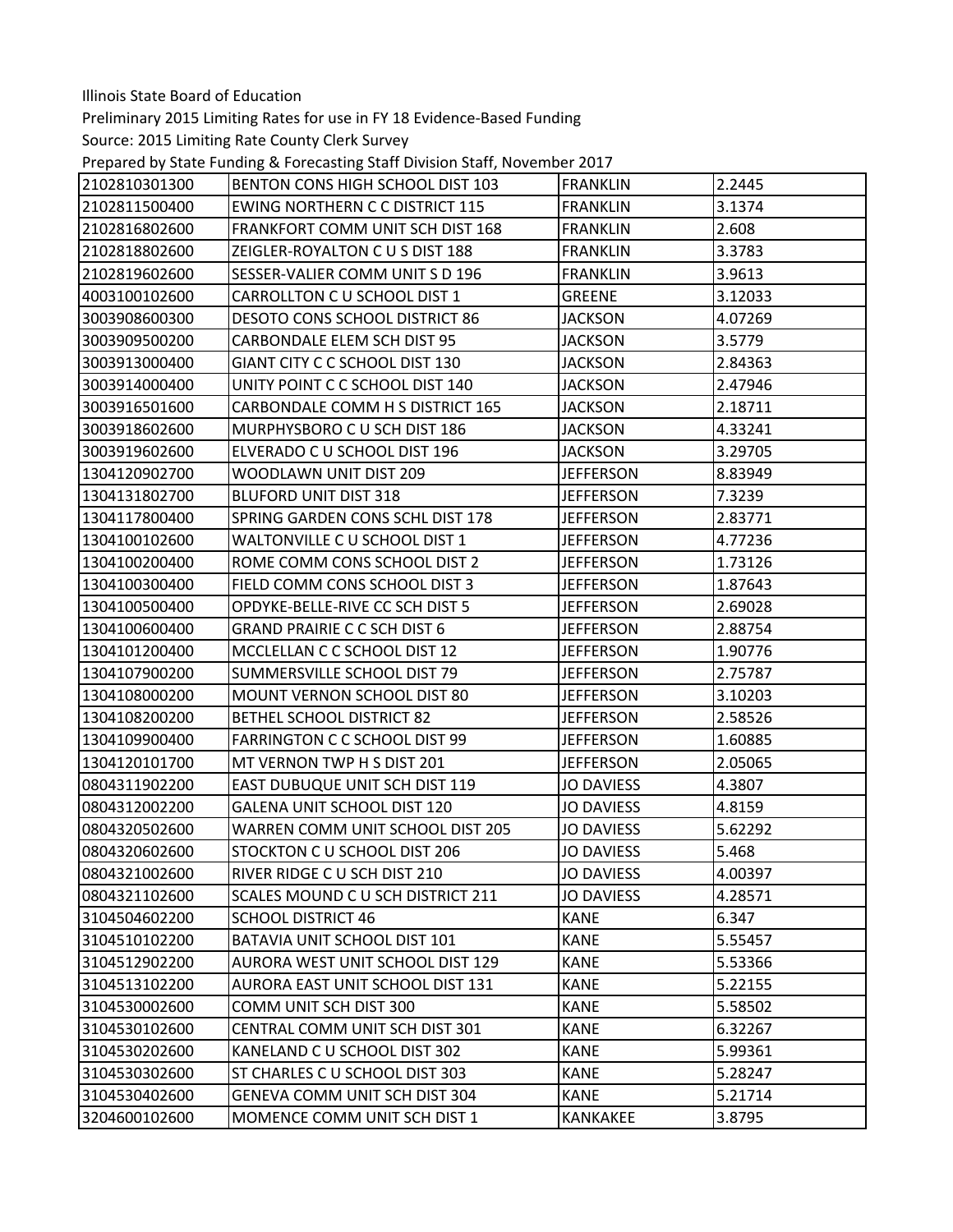Illinois State Board of Education

Preliminary 2015 Limiting Rates for use in FY 18 Evidence-Based Funding

Source: 2015 Limiting Rate County Clerk Survey

Prepared by State Funding & Forecasting Staff Division Staff, November 2017

| | | | |
|---|---|---|---|
| 2102810301300 | BENTON CONS HIGH SCHOOL DIST 103 | FRANKLIN | 2.2445 |
| 2102811500400 | EWING NORTHERN C C DISTRICT 115 | FRANKLIN | 3.1374 |
| 2102816802600 | FRANKFORT COMM UNIT SCH DIST 168 | FRANKLIN | 2.608 |
| 2102818802600 | ZEIGLER-ROYALTON C U S DIST 188 | FRANKLIN | 3.3783 |
| 2102819602600 | SESSER-VALIER COMM UNIT S D 196 | FRANKLIN | 3.9613 |
| 4003100102600 | CARROLLTON C U SCHOOL DIST 1 | GREENE | 3.12033 |
| 3003908600300 | DESOTO CONS SCHOOL DISTRICT 86 | JACKSON | 4.07269 |
| 3003909500200 | CARBONDALE ELEM SCH DIST 95 | JACKSON | 3.5779 |
| 3003913000400 | GIANT CITY C C SCHOOL DIST 130 | JACKSON | 2.84363 |
| 3003914000400 | UNITY POINT C C SCHOOL DIST 140 | JACKSON | 2.47946 |
| 3003916501600 | CARBONDALE COMM H S DISTRICT 165 | JACKSON | 2.18711 |
| 3003918602600 | MURPHYSBORO C U SCH DIST 186 | JACKSON | 4.33241 |
| 3003919602600 | ELVERADO C U SCHOOL DIST 196 | JACKSON | 3.29705 |
| 1304120902700 | WOODLAWN UNIT DIST 209 | JEFFERSON | 8.83949 |
| 1304131802700 | BLUFORD UNIT DIST 318 | JEFFERSON | 7.3239 |
| 1304117800400 | SPRING GARDEN CONS SCHL DIST 178 | JEFFERSON | 2.83771 |
| 1304100102600 | WALTONVILLE C U SCHOOL DIST 1 | JEFFERSON | 4.77236 |
| 1304100200400 | ROME COMM CONS SCHOOL DIST 2 | JEFFERSON | 1.73126 |
| 1304100300400 | FIELD COMM CONS SCHOOL DIST 3 | JEFFERSON | 1.87643 |
| 1304100500400 | OPDYKE-BELLE-RIVE CC SCH DIST 5 | JEFFERSON | 2.69028 |
| 1304100600400 | GRAND PRAIRIE C C SCH DIST 6 | JEFFERSON | 2.88754 |
| 1304101200400 | MCCLELLAN C C SCHOOL DIST 12 | JEFFERSON | 1.90776 |
| 1304107900200 | SUMMERSVILLE SCHOOL DIST 79 | JEFFERSON | 2.75787 |
| 1304108000200 | MOUNT VERNON SCHOOL DIST 80 | JEFFERSON | 3.10203 |
| 1304108200200 | BETHEL SCHOOL DISTRICT 82 | JEFFERSON | 2.58526 |
| 1304109900400 | FARRINGTON C C SCHOOL DIST 99 | JEFFERSON | 1.60885 |
| 1304120101700 | MT VERNON TWP H S DIST 201 | JEFFERSON | 2.05065 |
| 0804311902200 | EAST DUBUQUE UNIT SCH DIST 119 | JO DAVIESS | 4.3807 |
| 0804312002200 | GALENA UNIT SCHOOL DIST 120 | JO DAVIESS | 4.8159 |
| 0804320502600 | WARREN COMM UNIT SCHOOL DIST 205 | JO DAVIESS | 5.62292 |
| 0804320602600 | STOCKTON C U SCHOOL DIST 206 | JO DAVIESS | 5.468 |
| 0804321002600 | RIVER RIDGE C U SCH DIST 210 | JO DAVIESS | 4.00397 |
| 0804321102600 | SCALES MOUND C U SCH DISTRICT 211 | JO DAVIESS | 4.28571 |
| 3104504602200 | SCHOOL DISTRICT 46 | KANE | 6.347 |
| 3104510102200 | BATAVIA UNIT SCHOOL DIST 101 | KANE | 5.55457 |
| 3104512902200 | AURORA WEST UNIT SCHOOL DIST 129 | KANE | 5.53366 |
| 3104513102200 | AURORA EAST UNIT SCHOOL DIST 131 | KANE | 5.22155 |
| 3104530002600 | COMM UNIT SCH DIST 300 | KANE | 5.58502 |
| 3104530102600 | CENTRAL COMM UNIT SCH DIST 301 | KANE | 6.32267 |
| 3104530202600 | KANELAND C U SCHOOL DIST 302 | KANE | 5.99361 |
| 3104530302600 | ST CHARLES C U SCHOOL DIST 303 | KANE | 5.28247 |
| 3104530402600 | GENEVA COMM UNIT SCH DIST 304 | KANE | 5.21714 |
| 3204600102600 | MOMENCE COMM UNIT SCH DIST 1 | KANKAKEE | 3.8795 |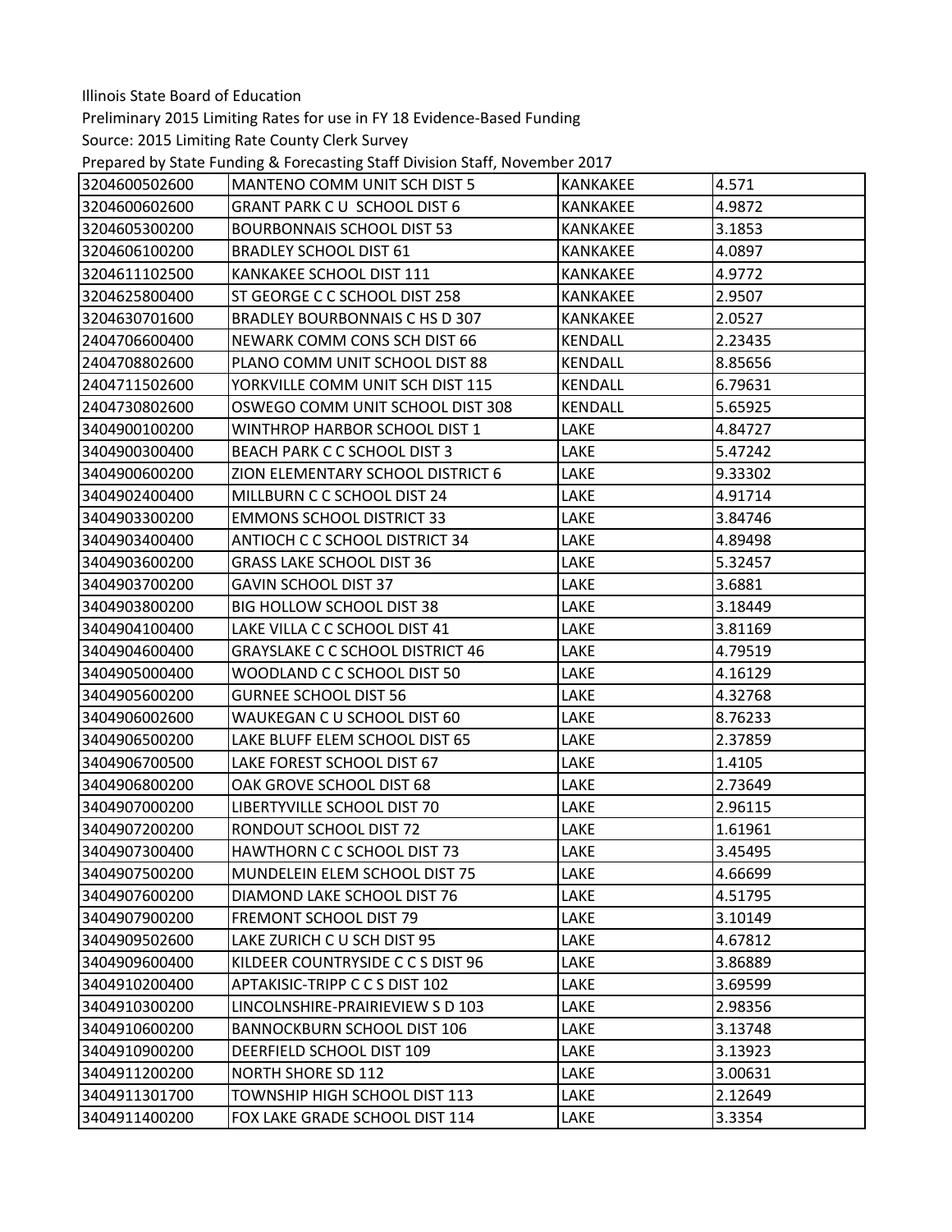Illinois State Board of Education

Preliminary 2015 Limiting Rates for use in FY 18 Evidence-Based Funding

Source: 2015 Limiting Rate County Clerk Survey

Prepared by State Funding & Forecasting Staff Division Staff, November 2017

| | | | |
|---|---|---|---|
| 3204600502600 | MANTENO COMM UNIT SCH DIST 5 | KANKAKEE | 4.571 |
| 3204600602600 | GRANT PARK C U SCHOOL DIST 6 | KANKAKEE | 4.9872 |
| 3204605300200 | BOURBONNAIS SCHOOL DIST 53 | KANKAKEE | 3.1853 |
| 3204606100200 | BRADLEY SCHOOL DIST 61 | KANKAKEE | 4.0897 |
| 3204611102500 | KANKAKEE SCHOOL DIST 111 | KANKAKEE | 4.9772 |
| 3204625800400 | ST GEORGE C C SCHOOL DIST 258 | KANKAKEE | 2.9507 |
| 3204630701600 | BRADLEY BOURBONNAIS C HS D 307 | KANKAKEE | 2.0527 |
| 2404706600400 | NEWARK COMM CONS SCH DIST 66 | KENDALL | 2.23435 |
| 2404708802600 | PLANO COMM UNIT SCHOOL DIST 88 | KENDALL | 8.85656 |
| 2404711502600 | YORKVILLE COMM UNIT SCH DIST 115 | KENDALL | 6.79631 |
| 2404730802600 | OSWEGO COMM UNIT SCHOOL DIST 308 | KENDALL | 5.65925 |
| 3404900100200 | WINTHROP HARBOR SCHOOL DIST 1 | LAKE | 4.84727 |
| 3404900300400 | BEACH PARK C C SCHOOL DIST 3 | LAKE | 5.47242 |
| 3404900600200 | ZION ELEMENTARY SCHOOL DISTRICT 6 | LAKE | 9.33302 |
| 3404902400400 | MILLBURN C C SCHOOL DIST 24 | LAKE | 4.91714 |
| 3404903300200 | EMMONS SCHOOL DISTRICT 33 | LAKE | 3.84746 |
| 3404903400400 | ANTIOCH C C SCHOOL DISTRICT 34 | LAKE | 4.89498 |
| 3404903600200 | GRASS LAKE SCHOOL DIST 36 | LAKE | 5.32457 |
| 3404903700200 | GAVIN SCHOOL DIST 37 | LAKE | 3.6881 |
| 3404903800200 | BIG HOLLOW SCHOOL DIST 38 | LAKE | 3.18449 |
| 3404904100400 | LAKE VILLA C C SCHOOL DIST 41 | LAKE | 3.81169 |
| 3404904600400 | GRAYSLAKE C C SCHOOL DISTRICT 46 | LAKE | 4.79519 |
| 3404905000400 | WOODLAND C C SCHOOL DIST 50 | LAKE | 4.16129 |
| 3404905600200 | GURNEE SCHOOL DIST 56 | LAKE | 4.32768 |
| 3404906002600 | WAUKEGAN C U SCHOOL DIST 60 | LAKE | 8.76233 |
| 3404906500200 | LAKE BLUFF ELEM SCHOOL DIST 65 | LAKE | 2.37859 |
| 3404906700500 | LAKE FOREST SCHOOL DIST 67 | LAKE | 1.4105 |
| 3404906800200 | OAK GROVE SCHOOL DIST 68 | LAKE | 2.73649 |
| 3404907000200 | LIBERTYVILLE SCHOOL DIST 70 | LAKE | 2.96115 |
| 3404907200200 | RONDOUT SCHOOL DIST 72 | LAKE | 1.61961 |
| 3404907300400 | HAWTHORN C C SCHOOL DIST 73 | LAKE | 3.45495 |
| 3404907500200 | MUNDELEIN ELEM SCHOOL DIST 75 | LAKE | 4.66699 |
| 3404907600200 | DIAMOND LAKE SCHOOL DIST 76 | LAKE | 4.51795 |
| 3404907900200 | FREMONT SCHOOL DIST 79 | LAKE | 3.10149 |
| 3404909502600 | LAKE ZURICH C U SCH DIST 95 | LAKE | 4.67812 |
| 3404909600400 | KILDEER COUNTRYSIDE C C S DIST 96 | LAKE | 3.86889 |
| 3404910200400 | APTAKISIC-TRIPP C C S DIST 102 | LAKE | 3.69599 |
| 3404910300200 | LINCOLNSHIRE-PRAIRIEVIEW S D 103 | LAKE | 2.98356 |
| 3404910600200 | BANNOCKBURN SCHOOL DIST 106 | LAKE | 3.13748 |
| 3404910900200 | DEERFIELD SCHOOL DIST 109 | LAKE | 3.13923 |
| 3404911200200 | NORTH SHORE SD 112 | LAKE | 3.00631 |
| 3404911301700 | TOWNSHIP HIGH SCHOOL DIST 113 | LAKE | 2.12649 |
| 3404911400200 | FOX LAKE GRADE SCHOOL DIST 114 | LAKE | 3.3354 |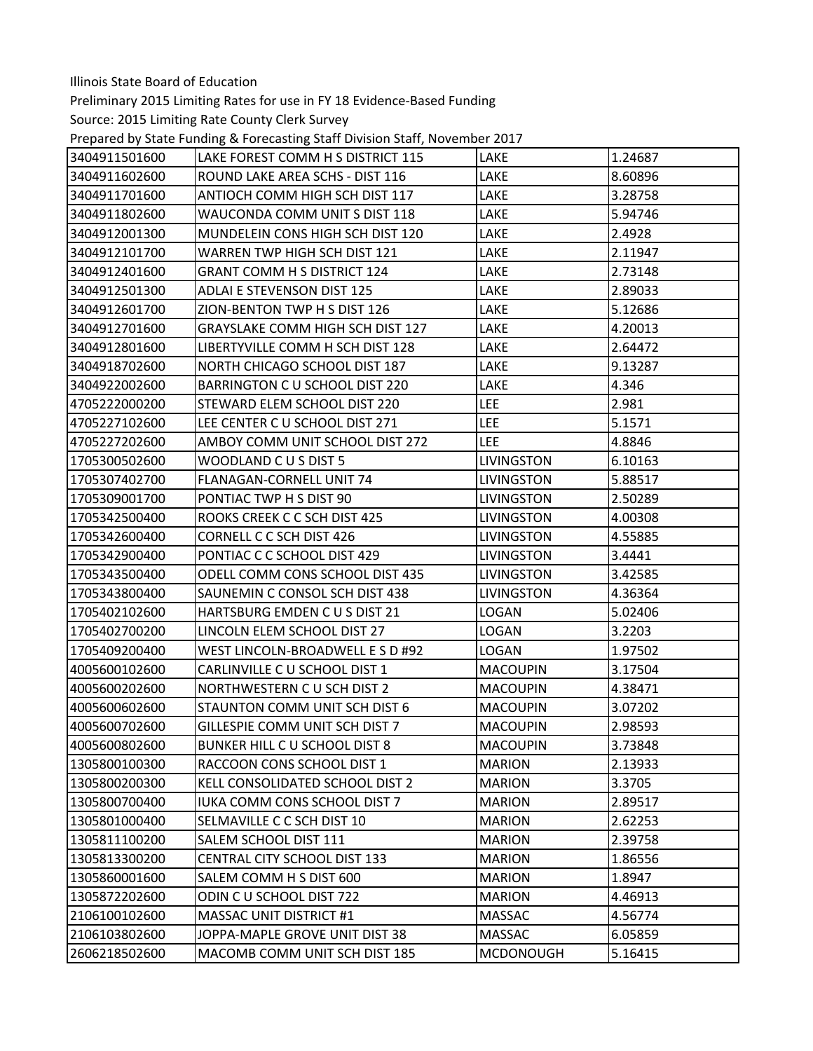Illinois State Board of Education

Preliminary 2015 Limiting Rates for use in FY 18 Evidence-Based Funding

Source: 2015 Limiting Rate County Clerk Survey

Prepared by State Funding & Forecasting Staff Division Staff, November 2017

| | | | |
|---|---|---|---|
| 3404911501600 | LAKE FOREST COMM H S DISTRICT 115 | LAKE | 1.24687 |
| 3404911602600 | ROUND LAKE AREA SCHS - DIST 116 | LAKE | 8.60896 |
| 3404911701600 | ANTIOCH COMM HIGH SCH DIST 117 | LAKE | 3.28758 |
| 3404911802600 | WAUCONDA COMM UNIT S DIST 118 | LAKE | 5.94746 |
| 3404912001300 | MUNDELEIN CONS HIGH SCH DIST 120 | LAKE | 2.4928 |
| 3404912101700 | WARREN TWP HIGH SCH DIST 121 | LAKE | 2.11947 |
| 3404912401600 | GRANT COMM H S DISTRICT 124 | LAKE | 2.73148 |
| 3404912501300 | ADLAI E STEVENSON DIST 125 | LAKE | 2.89033 |
| 3404912601700 | ZION-BENTON TWP H S DIST 126 | LAKE | 5.12686 |
| 3404912701600 | GRAYSLAKE COMM HIGH SCH DIST 127 | LAKE | 4.20013 |
| 3404912801600 | LIBERTYVILLE COMM H SCH DIST 128 | LAKE | 2.64472 |
| 3404918702600 | NORTH CHICAGO SCHOOL DIST 187 | LAKE | 9.13287 |
| 3404922002600 | BARRINGTON C U SCHOOL DIST 220 | LAKE | 4.346 |
| 4705222000200 | STEWARD ELEM SCHOOL DIST 220 | LEE | 2.981 |
| 4705227102600 | LEE CENTER C U SCHOOL DIST 271 | LEE | 5.1571 |
| 4705227202600 | AMBOY COMM UNIT SCHOOL DIST 272 | LEE | 4.8846 |
| 1705300502600 | WOODLAND C U S DIST 5 | LIVINGSTON | 6.10163 |
| 1705307402700 | FLANAGAN-CORNELL UNIT 74 | LIVINGSTON | 5.88517 |
| 1705309001700 | PONTIAC TWP H S DIST 90 | LIVINGSTON | 2.50289 |
| 1705342500400 | ROOKS CREEK C C SCH DIST 425 | LIVINGSTON | 4.00308 |
| 1705342600400 | CORNELL C C SCH DIST 426 | LIVINGSTON | 4.55885 |
| 1705342900400 | PONTIAC C C SCHOOL DIST 429 | LIVINGSTON | 3.4441 |
| 1705343500400 | ODELL COMM CONS SCHOOL DIST 435 | LIVINGSTON | 3.42585 |
| 1705343800400 | SAUNEMIN C CONSOL SCH DIST 438 | LIVINGSTON | 4.36364 |
| 1705402102600 | HARTSBURG EMDEN C U S DIST 21 | LOGAN | 5.02406 |
| 1705402700200 | LINCOLN ELEM SCHOOL DIST 27 | LOGAN | 3.2203 |
| 1705409200400 | WEST LINCOLN-BROADWELL E S D #92 | LOGAN | 1.97502 |
| 4005600102600 | CARLINVILLE C U SCHOOL DIST 1 | MACOUPIN | 3.17504 |
| 4005600202600 | NORTHWESTERN C U SCH DIST 2 | MACOUPIN | 4.38471 |
| 4005600602600 | STAUNTON COMM UNIT SCH DIST 6 | MACOUPIN | 3.07202 |
| 4005600702600 | GILLESPIE COMM UNIT SCH DIST 7 | MACOUPIN | 2.98593 |
| 4005600802600 | BUNKER HILL C U SCHOOL DIST 8 | MACOUPIN | 3.73848 |
| 1305800100300 | RACCOON CONS SCHOOL DIST 1 | MARION | 2.13933 |
| 1305800200300 | KELL CONSOLIDATED SCHOOL DIST 2 | MARION | 3.3705 |
| 1305800700400 | IUKA COMM CONS SCHOOL DIST 7 | MARION | 2.89517 |
| 1305801000400 | SELMAVILLE C C SCH DIST 10 | MARION | 2.62253 |
| 1305811100200 | SALEM SCHOOL DIST 111 | MARION | 2.39758 |
| 1305813300200 | CENTRAL CITY SCHOOL DIST 133 | MARION | 1.86556 |
| 1305860001600 | SALEM COMM H S DIST 600 | MARION | 1.8947 |
| 1305872202600 | ODIN C U SCHOOL DIST 722 | MARION | 4.46913 |
| 2106100102600 | MASSAC UNIT DISTRICT #1 | MASSAC | 4.56774 |
| 2106103802600 | JOPPA-MAPLE GROVE UNIT DIST 38 | MASSAC | 6.05859 |
| 2606218502600 | MACOMB COMM UNIT SCH DIST 185 | MCDONOUGH | 5.16415 |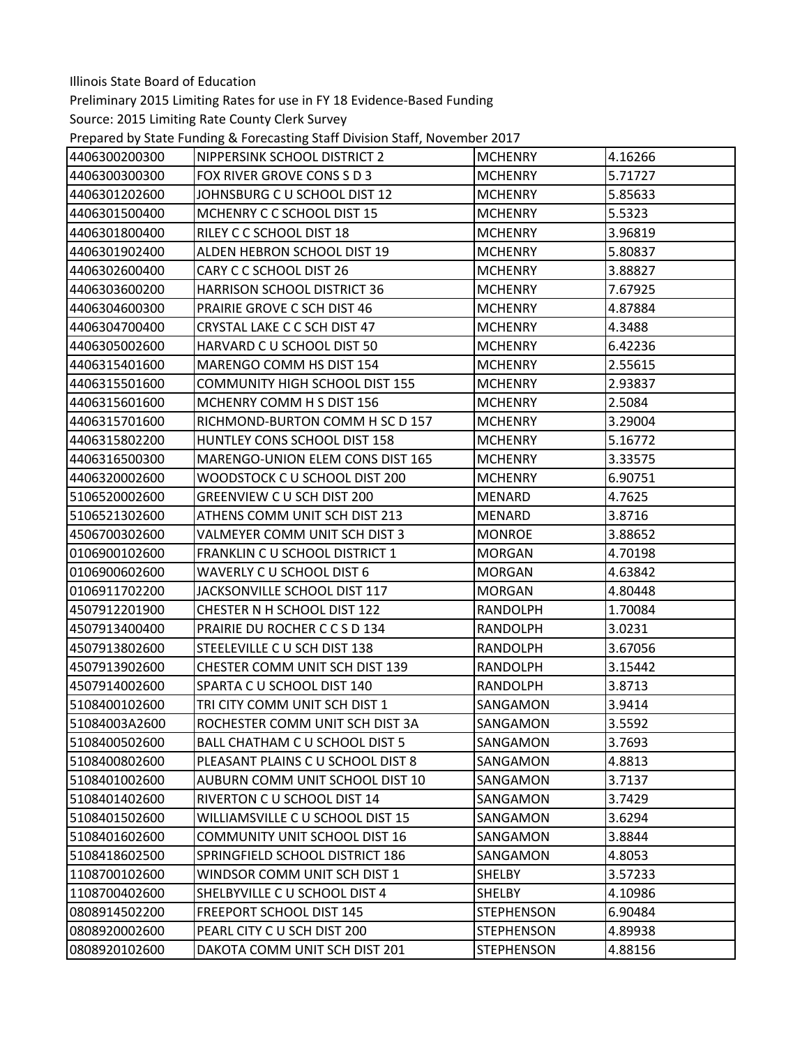Illinois State Board of Education

Preliminary 2015 Limiting Rates for use in FY 18 Evidence-Based Funding

Source: 2015 Limiting Rate County Clerk Survey

Prepared by State Funding & Forecasting Staff Division Staff, November 2017

| | | | |
|---|---|---|---|
| 4406300200300 | NIPPERSINK SCHOOL DISTRICT 2 | MCHENRY | 4.16266 |
| 4406300300300 | FOX RIVER GROVE CONS S D 3 | MCHENRY | 5.71727 |
| 4406301202600 | JOHNSBURG C U SCHOOL DIST 12 | MCHENRY | 5.85633 |
| 4406301500400 | MCHENRY C C SCHOOL DIST 15 | MCHENRY | 5.5323 |
| 4406301800400 | RILEY C C SCHOOL DIST 18 | MCHENRY | 3.96819 |
| 4406301902400 | ALDEN HEBRON SCHOOL DIST 19 | MCHENRY | 5.80837 |
| 4406302600400 | CARY C C SCHOOL DIST 26 | MCHENRY | 3.88827 |
| 4406303600200 | HARRISON SCHOOL DISTRICT 36 | MCHENRY | 7.67925 |
| 4406304600300 | PRAIRIE GROVE C SCH DIST 46 | MCHENRY | 4.87884 |
| 4406304700400 | CRYSTAL LAKE C C SCH DIST 47 | MCHENRY | 4.3488 |
| 4406305002600 | HARVARD C U SCHOOL DIST 50 | MCHENRY | 6.42236 |
| 4406315401600 | MARENGO COMM HS DIST 154 | MCHENRY | 2.55615 |
| 4406315501600 | COMMUNITY HIGH SCHOOL DIST 155 | MCHENRY | 2.93837 |
| 4406315601600 | MCHENRY COMM H S DIST 156 | MCHENRY | 2.5084 |
| 4406315701600 | RICHMOND-BURTON COMM H SC D 157 | MCHENRY | 3.29004 |
| 4406315802200 | HUNTLEY CONS SCHOOL DIST 158 | MCHENRY | 5.16772 |
| 4406316500300 | MARENGO-UNION ELEM CONS DIST 165 | MCHENRY | 3.33575 |
| 4406320002600 | WOODSTOCK C U SCHOOL DIST 200 | MCHENRY | 6.90751 |
| 5106520002600 | GREENVIEW C U SCH DIST 200 | MENARD | 4.7625 |
| 5106521302600 | ATHENS COMM UNIT SCH DIST 213 | MENARD | 3.8716 |
| 4506700302600 | VALMEYER COMM UNIT SCH DIST 3 | MONROE | 3.88652 |
| 0106900102600 | FRANKLIN C U SCHOOL DISTRICT 1 | MORGAN | 4.70198 |
| 0106900602600 | WAVERLY C U SCHOOL DIST 6 | MORGAN | 4.63842 |
| 0106911702200 | JACKSONVILLE SCHOOL DIST 117 | MORGAN | 4.80448 |
| 4507912201900 | CHESTER N H SCHOOL DIST 122 | RANDOLPH | 1.70084 |
| 4507913400400 | PRAIRIE DU ROCHER C C S D 134 | RANDOLPH | 3.0231 |
| 4507913802600 | STEELEVILLE C U SCH DIST 138 | RANDOLPH | 3.67056 |
| 4507913902600 | CHESTER COMM UNIT SCH DIST 139 | RANDOLPH | 3.15442 |
| 4507914002600 | SPARTA C U SCHOOL DIST 140 | RANDOLPH | 3.8713 |
| 5108400102600 | TRI CITY COMM UNIT SCH DIST 1 | SANGAMON | 3.9414 |
| 51084003A2600 | ROCHESTER COMM UNIT SCH DIST 3A | SANGAMON | 3.5592 |
| 5108400502600 | BALL CHATHAM C U SCHOOL DIST 5 | SANGAMON | 3.7693 |
| 5108400802600 | PLEASANT PLAINS C U SCHOOL DIST 8 | SANGAMON | 4.8813 |
| 5108401002600 | AUBURN COMM UNIT SCHOOL DIST 10 | SANGAMON | 3.7137 |
| 5108401402600 | RIVERTON C U SCHOOL DIST 14 | SANGAMON | 3.7429 |
| 5108401502600 | WILLIAMSVILLE C U SCHOOL DIST 15 | SANGAMON | 3.6294 |
| 5108401602600 | COMMUNITY UNIT SCHOOL DIST 16 | SANGAMON | 3.8844 |
| 5108418602500 | SPRINGFIELD SCHOOL DISTRICT 186 | SANGAMON | 4.8053 |
| 1108700102600 | WINDSOR COMM UNIT SCH DIST 1 | SHELBY | 3.57233 |
| 1108700402600 | SHELBYVILLE C U SCHOOL DIST 4 | SHELBY | 4.10986 |
| 0808914502200 | FREEPORT SCHOOL DIST 145 | STEPHENSON | 6.90484 |
| 0808920002600 | PEARL CITY C U SCH DIST 200 | STEPHENSON | 4.89938 |
| 0808920102600 | DAKOTA COMM UNIT SCH DIST 201 | STEPHENSON | 4.88156 |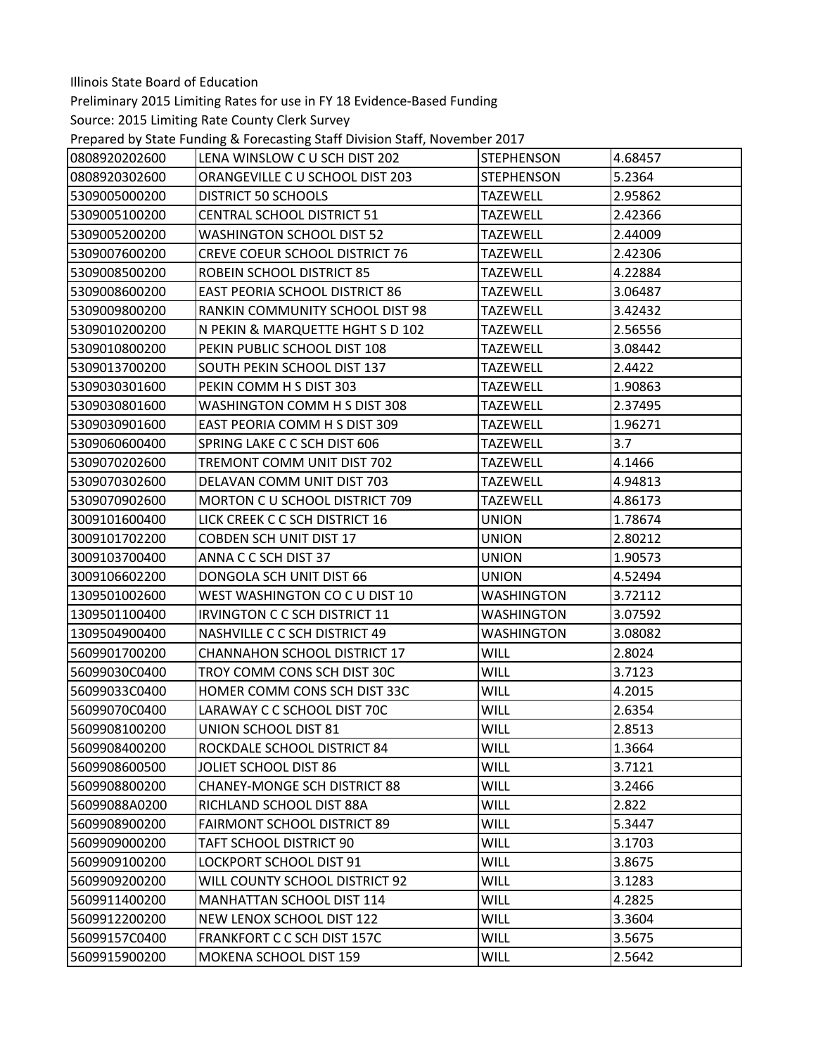Illinois State Board of Education

Preliminary 2015 Limiting Rates for use in FY 18 Evidence-Based Funding

Source: 2015 Limiting Rate County Clerk Survey

Prepared by State Funding & Forecasting Staff Division Staff, November 2017

| | | | |
|---|---|---|---|
| 0808920202600 | LENA WINSLOW C U SCH DIST 202 | STEPHENSON | 4.68457 |
| 0808920302600 | ORANGEVILLE C U SCHOOL DIST 203 | STEPHENSON | 5.2364 |
| 5309005000200 | DISTRICT 50 SCHOOLS | TAZEWELL | 2.95862 |
| 5309005100200 | CENTRAL SCHOOL DISTRICT 51 | TAZEWELL | 2.42366 |
| 5309005200200 | WASHINGTON SCHOOL DIST 52 | TAZEWELL | 2.44009 |
| 5309007600200 | CREVE COEUR SCHOOL DISTRICT 76 | TAZEWELL | 2.42306 |
| 5309008500200 | ROBEIN SCHOOL DISTRICT 85 | TAZEWELL | 4.22884 |
| 5309008600200 | EAST PEORIA SCHOOL DISTRICT 86 | TAZEWELL | 3.06487 |
| 5309009800200 | RANKIN COMMUNITY SCHOOL DIST 98 | TAZEWELL | 3.42432 |
| 5309010200200 | N PEKIN & MARQUETTE HGHT S D 102 | TAZEWELL | 2.56556 |
| 5309010800200 | PEKIN PUBLIC SCHOOL DIST 108 | TAZEWELL | 3.08442 |
| 5309013700200 | SOUTH PEKIN SCHOOL DIST 137 | TAZEWELL | 2.4422 |
| 5309030301600 | PEKIN COMM H S DIST 303 | TAZEWELL | 1.90863 |
| 5309030801600 | WASHINGTON COMM H S DIST 308 | TAZEWELL | 2.37495 |
| 5309030901600 | EAST PEORIA COMM H S DIST 309 | TAZEWELL | 1.96271 |
| 5309060600400 | SPRING LAKE C C SCH DIST 606 | TAZEWELL | 3.7 |
| 5309070202600 | TREMONT COMM UNIT DIST 702 | TAZEWELL | 4.1466 |
| 5309070302600 | DELAVAN COMM UNIT DIST 703 | TAZEWELL | 4.94813 |
| 5309070902600 | MORTON C U SCHOOL DISTRICT 709 | TAZEWELL | 4.86173 |
| 3009101600400 | LICK CREEK C C SCH DISTRICT 16 | UNION | 1.78674 |
| 3009101702200 | COBDEN SCH UNIT DIST 17 | UNION | 2.80212 |
| 3009103700400 | ANNA C C SCH DIST 37 | UNION | 1.90573 |
| 3009106602200 | DONGOLA SCH UNIT DIST 66 | UNION | 4.52494 |
| 1309501002600 | WEST WASHINGTON CO C U DIST 10 | WASHINGTON | 3.72112 |
| 1309501100400 | IRVINGTON C C SCH DISTRICT 11 | WASHINGTON | 3.07592 |
| 1309504900400 | NASHVILLE C C SCH DISTRICT 49 | WASHINGTON | 3.08082 |
| 5609901700200 | CHANNAHON SCHOOL DISTRICT 17 | WILL | 2.8024 |
| 56099030C0400 | TROY COMM CONS SCH DIST 30C | WILL | 3.7123 |
| 56099033C0400 | HOMER COMM CONS SCH DIST 33C | WILL | 4.2015 |
| 56099070C0400 | LARAWAY C C SCHOOL DIST 70C | WILL | 2.6354 |
| 5609908100200 | UNION SCHOOL DIST 81 | WILL | 2.8513 |
| 5609908400200 | ROCKDALE SCHOOL DISTRICT 84 | WILL | 1.3664 |
| 5609908600500 | JOLIET SCHOOL DIST 86 | WILL | 3.7121 |
| 5609908800200 | CHANEY-MONGE SCH DISTRICT 88 | WILL | 3.2466 |
| 56099088A0200 | RICHLAND SCHOOL DIST 88A | WILL | 2.822 |
| 5609908900200 | FAIRMONT SCHOOL DISTRICT 89 | WILL | 5.3447 |
| 5609909000200 | TAFT SCHOOL DISTRICT 90 | WILL | 3.1703 |
| 5609909100200 | LOCKPORT SCHOOL DIST 91 | WILL | 3.8675 |
| 5609909200200 | WILL COUNTY SCHOOL DISTRICT 92 | WILL | 3.1283 |
| 5609911400200 | MANHATTAN SCHOOL DIST 114 | WILL | 4.2825 |
| 5609912200200 | NEW LENOX SCHOOL DIST 122 | WILL | 3.3604 |
| 56099157C0400 | FRANKFORT C C SCH DIST 157C | WILL | 3.5675 |
| 5609915900200 | MOKENA SCHOOL DIST 159 | WILL | 2.5642 |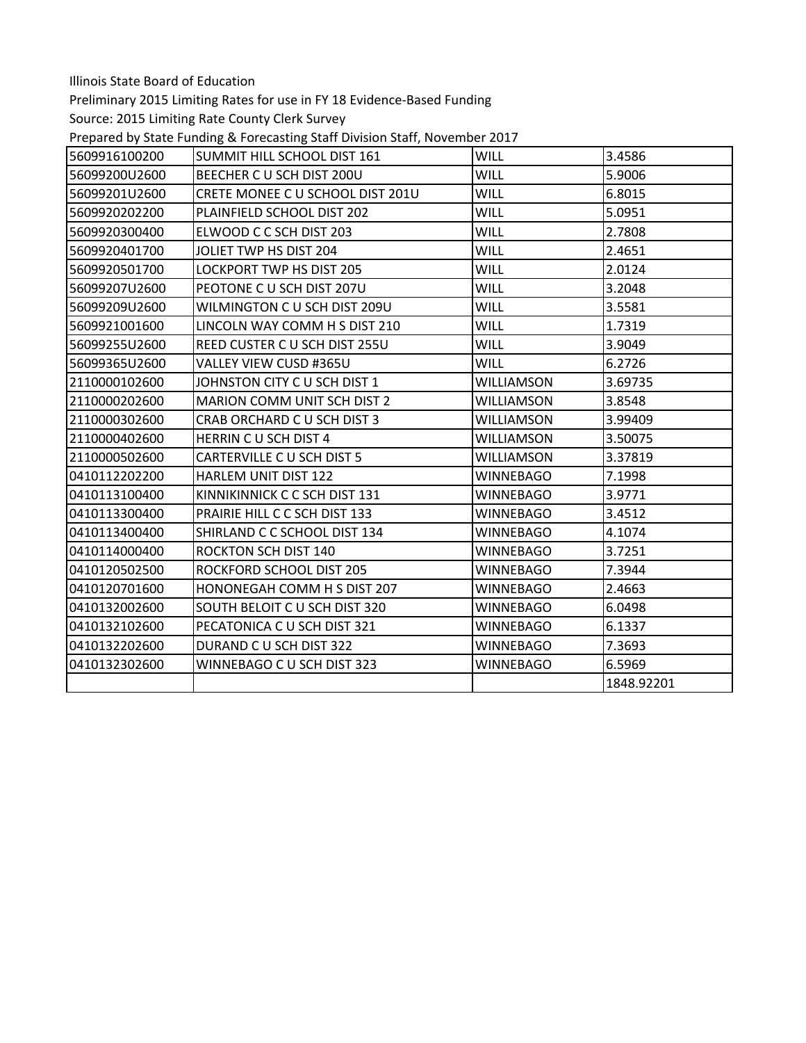Illinois State Board of Education

Preliminary 2015 Limiting Rates for use in FY 18 Evidence-Based Funding

Source: 2015 Limiting Rate County Clerk Survey

Prepared by State Funding & Forecasting Staff Division Staff, November 2017

| | | | |
|---|---|---|---|
| 5609916100200 | SUMMIT HILL SCHOOL DIST 161 | WILL | 3.4586 |
| 56099200U2600 | BEECHER C U SCH DIST 200U | WILL | 5.9006 |
| 56099201U2600 | CRETE MONEE C U SCHOOL DIST 201U | WILL | 6.8015 |
| 5609920202200 | PLAINFIELD SCHOOL DIST 202 | WILL | 5.0951 |
| 5609920300400 | ELWOOD C C SCH DIST 203 | WILL | 2.7808 |
| 5609920401700 | JOLIET TWP HS DIST 204 | WILL | 2.4651 |
| 5609920501700 | LOCKPORT TWP HS DIST 205 | WILL | 2.0124 |
| 56099207U2600 | PEOTONE C U SCH DIST 207U | WILL | 3.2048 |
| 56099209U2600 | WILMINGTON C U SCH DIST 209U | WILL | 3.5581 |
| 5609921001600 | LINCOLN WAY COMM H S DIST 210 | WILL | 1.7319 |
| 56099255U2600 | REED CUSTER C U SCH DIST 255U | WILL | 3.9049 |
| 56099365U2600 | VALLEY VIEW CUSD #365U | WILL | 6.2726 |
| 2110000102600 | JOHNSTON CITY C U SCH DIST 1 | WILLIAMSON | 3.69735 |
| 2110000202600 | MARION COMM UNIT SCH DIST 2 | WILLIAMSON | 3.8548 |
| 2110000302600 | CRAB ORCHARD C U SCH DIST 3 | WILLIAMSON | 3.99409 |
| 2110000402600 | HERRIN C U SCH DIST 4 | WILLIAMSON | 3.50075 |
| 2110000502600 | CARTERVILLE C U SCH DIST 5 | WILLIAMSON | 3.37819 |
| 0410112202200 | HARLEM UNIT DIST 122 | WINNEBAGO | 7.1998 |
| 0410113100400 | KINNIKINNICK C C SCH DIST 131 | WINNEBAGO | 3.9771 |
| 0410113300400 | PRAIRIE HILL C C SCH DIST 133 | WINNEBAGO | 3.4512 |
| 0410113400400 | SHIRLAND C C SCHOOL DIST 134 | WINNEBAGO | 4.1074 |
| 0410114000400 | ROCKTON SCH DIST 140 | WINNEBAGO | 3.7251 |
| 0410120502500 | ROCKFORD SCHOOL DIST 205 | WINNEBAGO | 7.3944 |
| 0410120701600 | HONONEGAH COMM H S DIST 207 | WINNEBAGO | 2.4663 |
| 0410132002600 | SOUTH BELOIT C U SCH DIST 320 | WINNEBAGO | 6.0498 |
| 0410132102600 | PECATONICA C U SCH DIST 321 | WINNEBAGO | 6.1337 |
| 0410132202600 | DURAND C U SCH DIST 322 | WINNEBAGO | 7.3693 |
| 0410132302600 | WINNEBAGO C U SCH DIST 323 | WINNEBAGO | 6.5969 |
| | | | 1848.92201 |